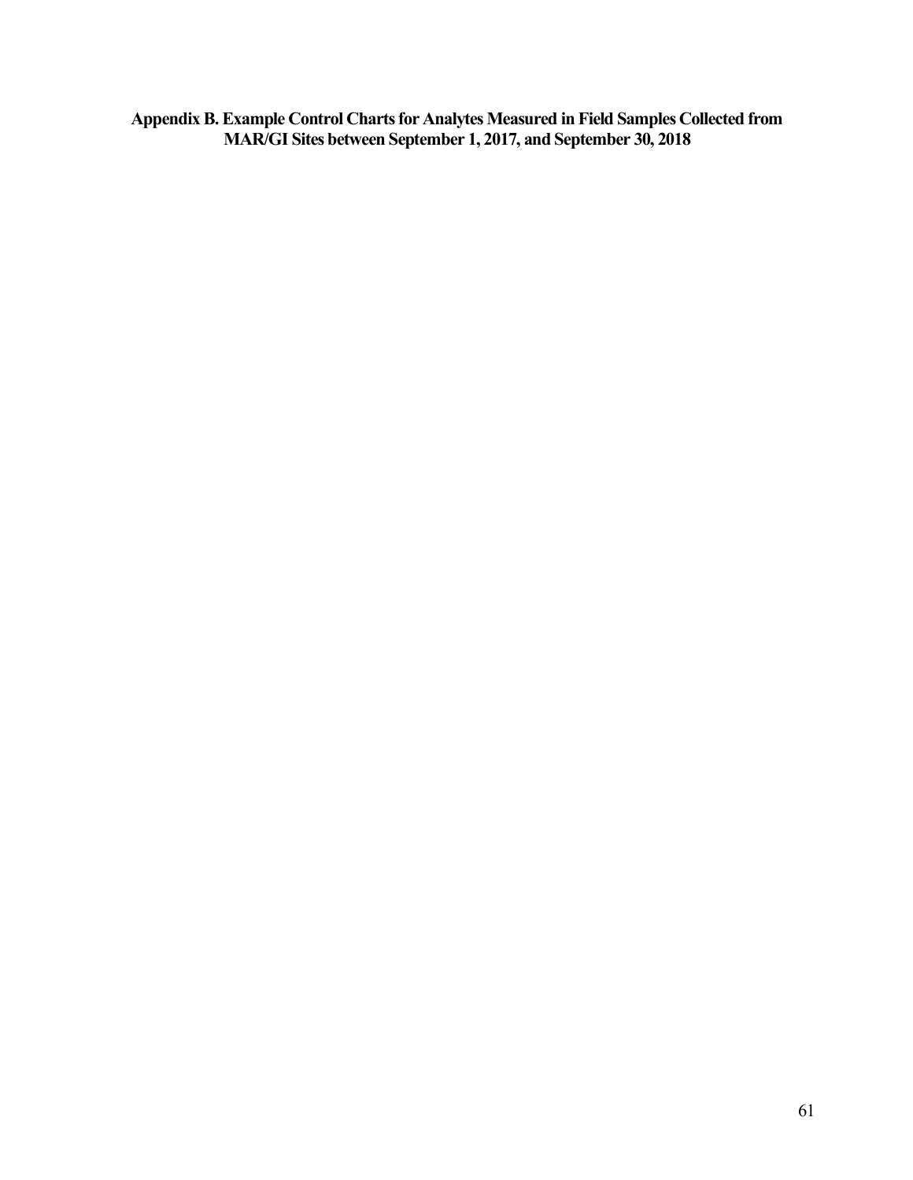# Appendix B. Example Control Charts for Analytes Measured in Field Samples Collected from MAR/GI Sites between September 1, 2017, and September 30, 2018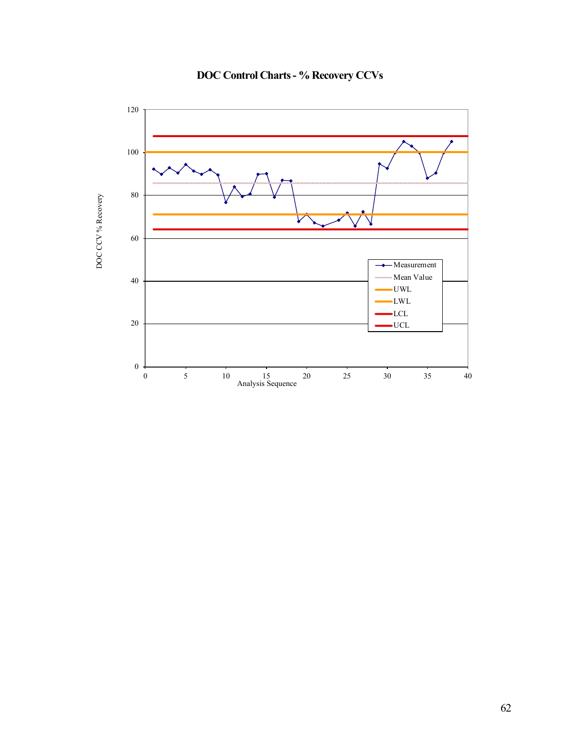**DOC Control Charts - % Recovery CCVs**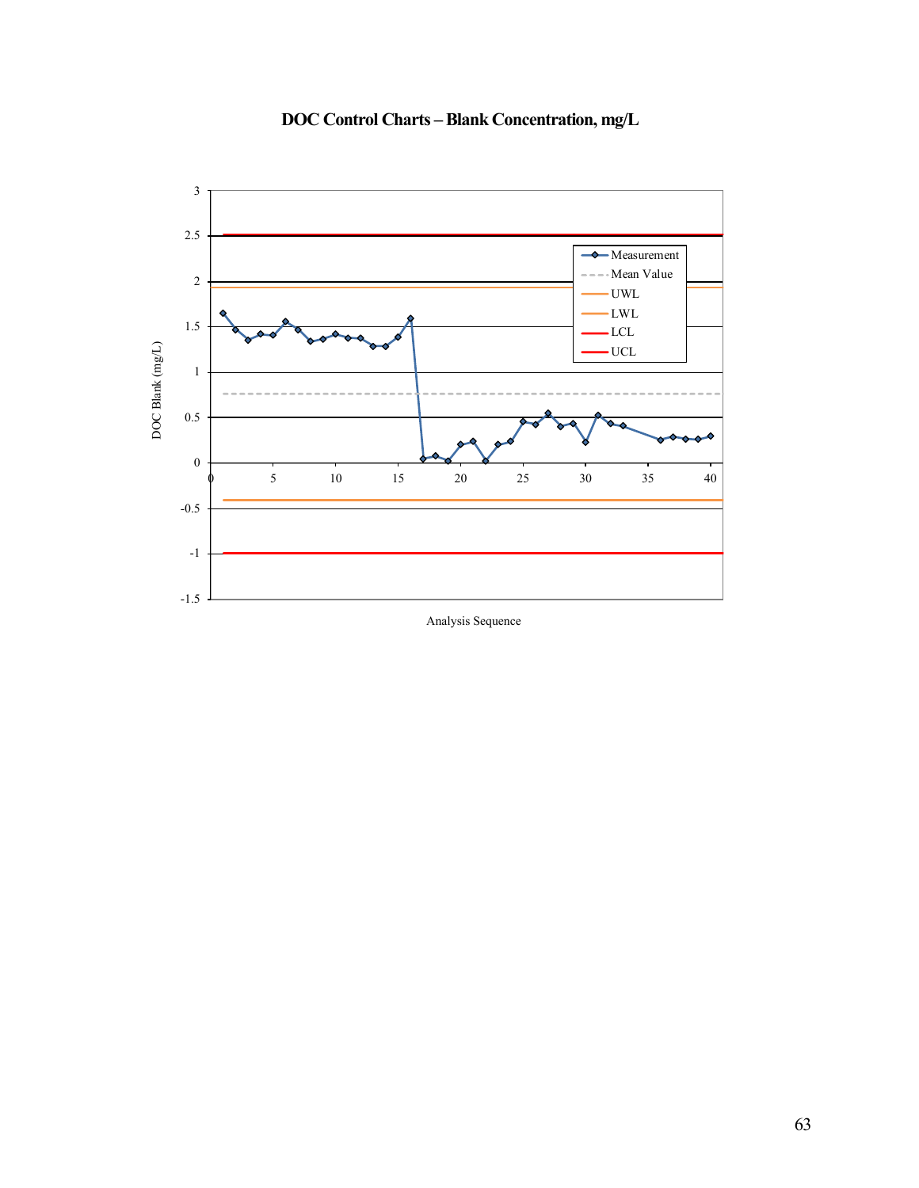**DOC Control Charts – Blank Concentration, mg/L**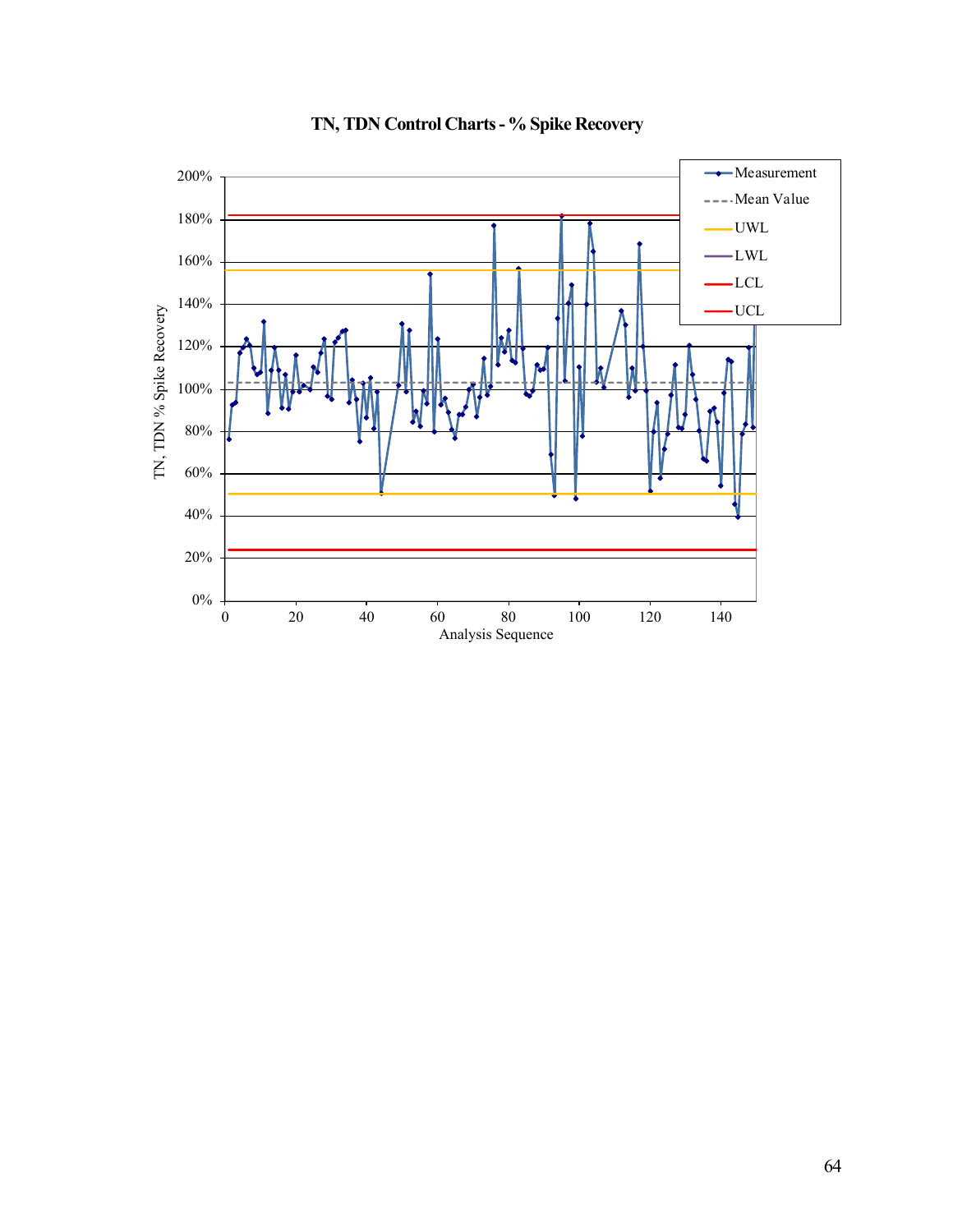**TN, TDN Control Charts - % Spike Recovery**

Legend: Measurement, Mean Value, UWL, LWL, LCL, UCL

Y-axis: TN, TDN % Spike Recovery (0% – 200%)

X-axis: Analysis Sequence (0 – 140)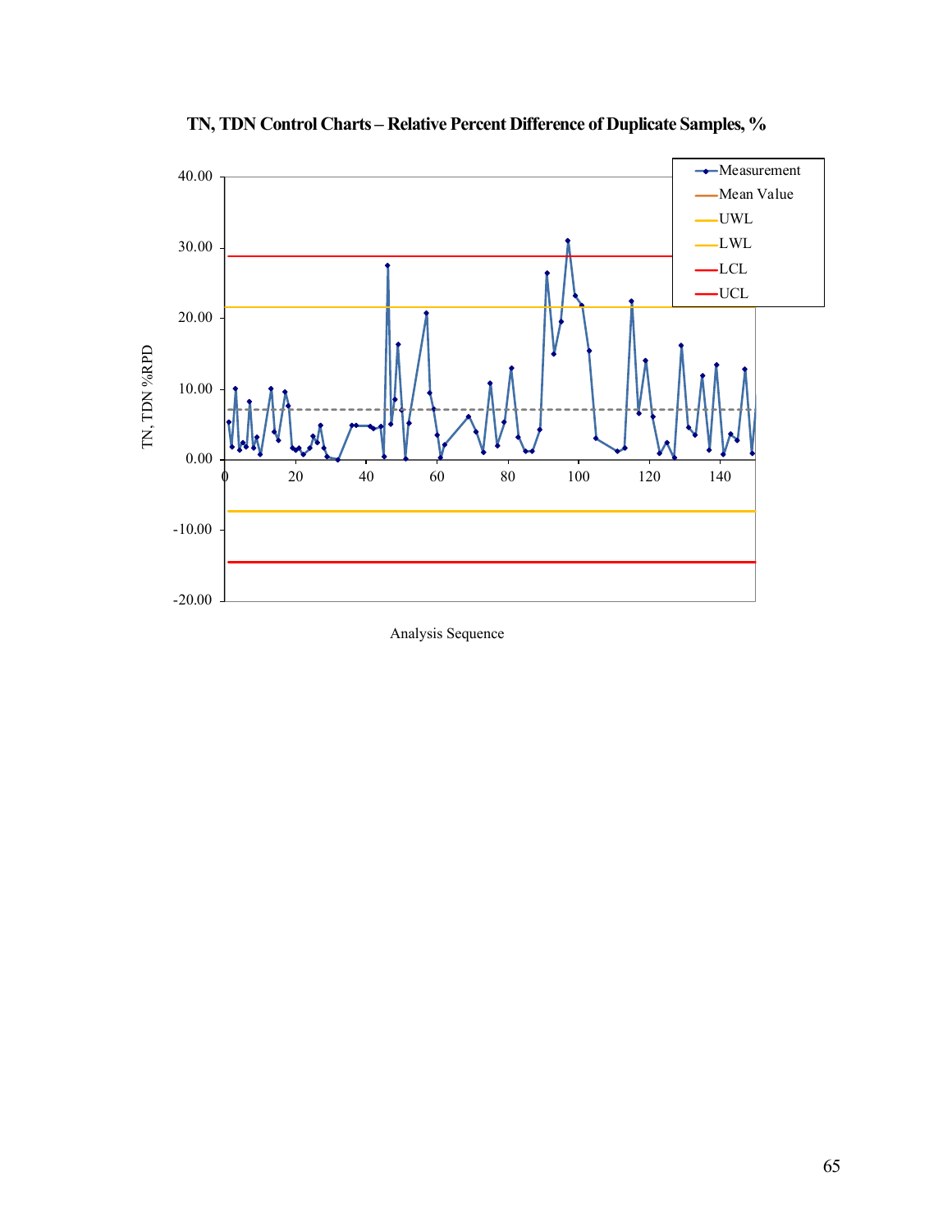**TN, TDN Control Charts – Relative Percent Difference of Duplicate Samples, %**

Legend: Measurement, Mean Value, UWL, LWL, LCL, UCL

TN, TDN %RPD

40.00
30.00
20.00
10.00
0.00
-10.00
-20.00

0 20 40 60 80 100 120 140

Analysis Sequence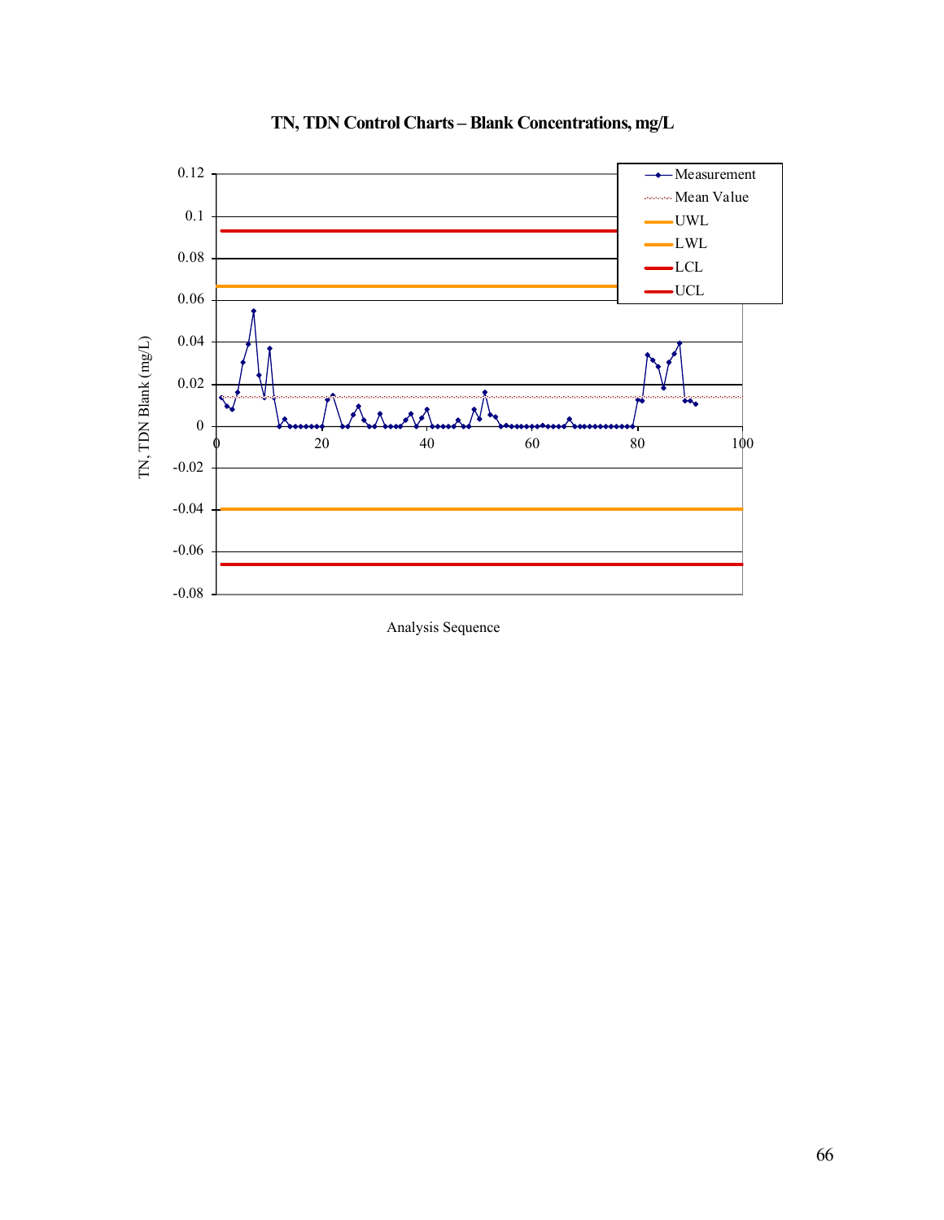**TN, TDN Control Charts – Blank Concentrations, mg/L**

TN, TDN Blank (mg/L)

0.12
0.1
0.08
0.06
0.04
0.02
0
-0.02
-0.04
-0.06
-0.08

0 20 40 60 80 100

Analysis Sequence

Measurement
Mean Value
UWL
LWL
LCL
UCL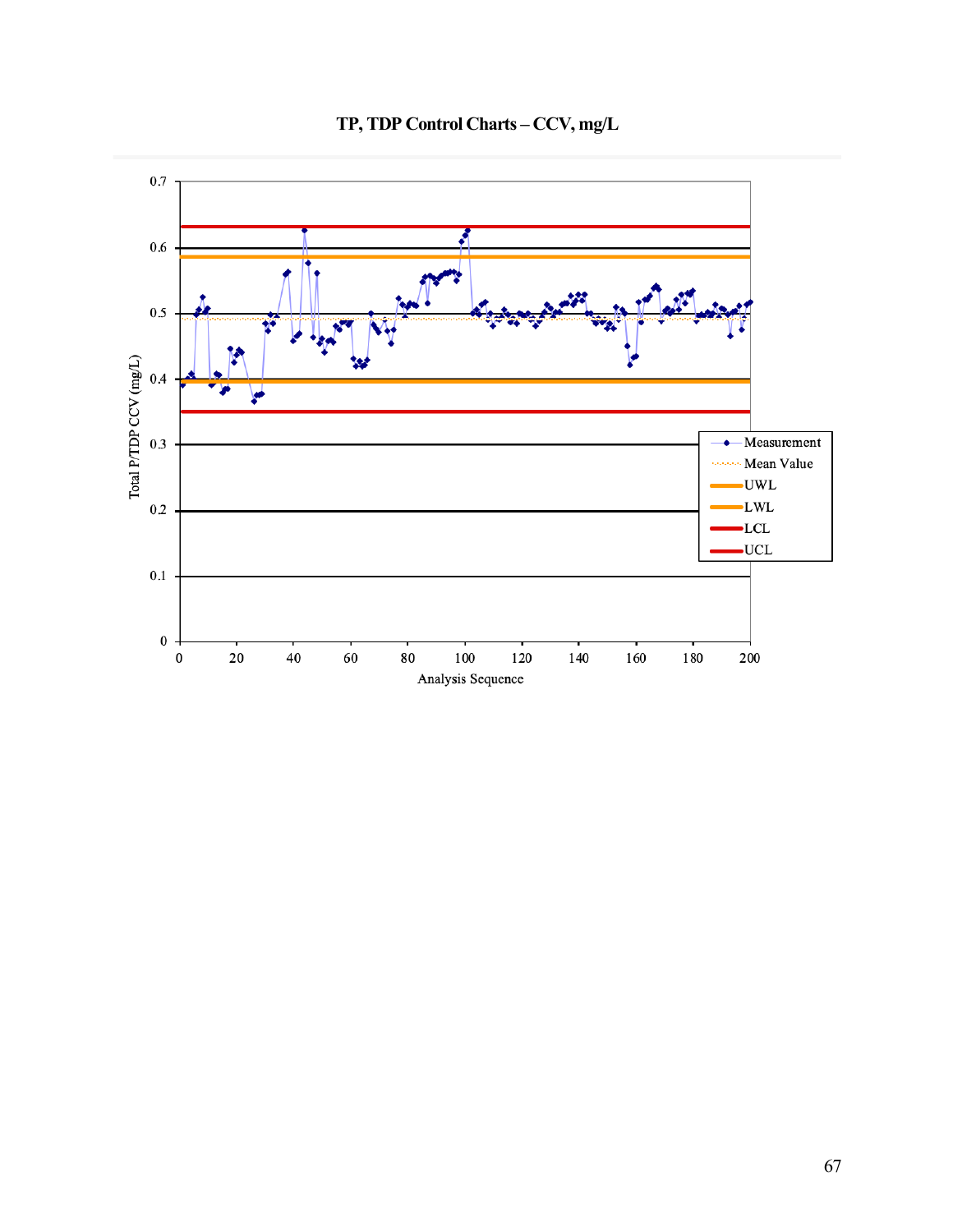**TP, TDP Control Charts – CCV, mg/L**

Total P/TDP CCV (mg/L)

Analysis Sequence

- Measurement
- Mean Value
- UWL
- LWL
- LCL
- UCL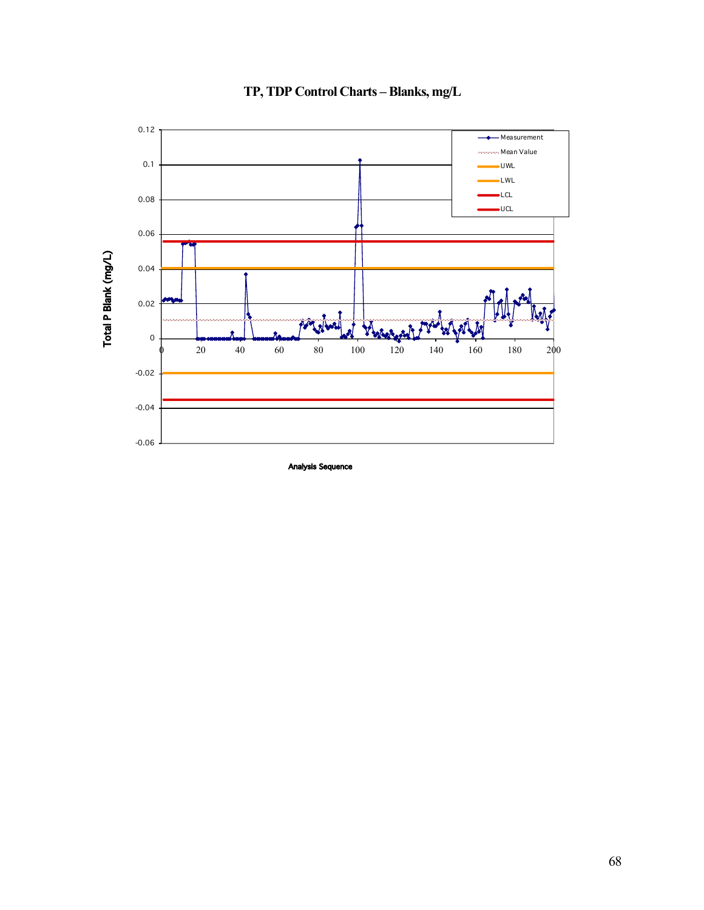**TP, TDP Control Charts – Blanks, mg/L**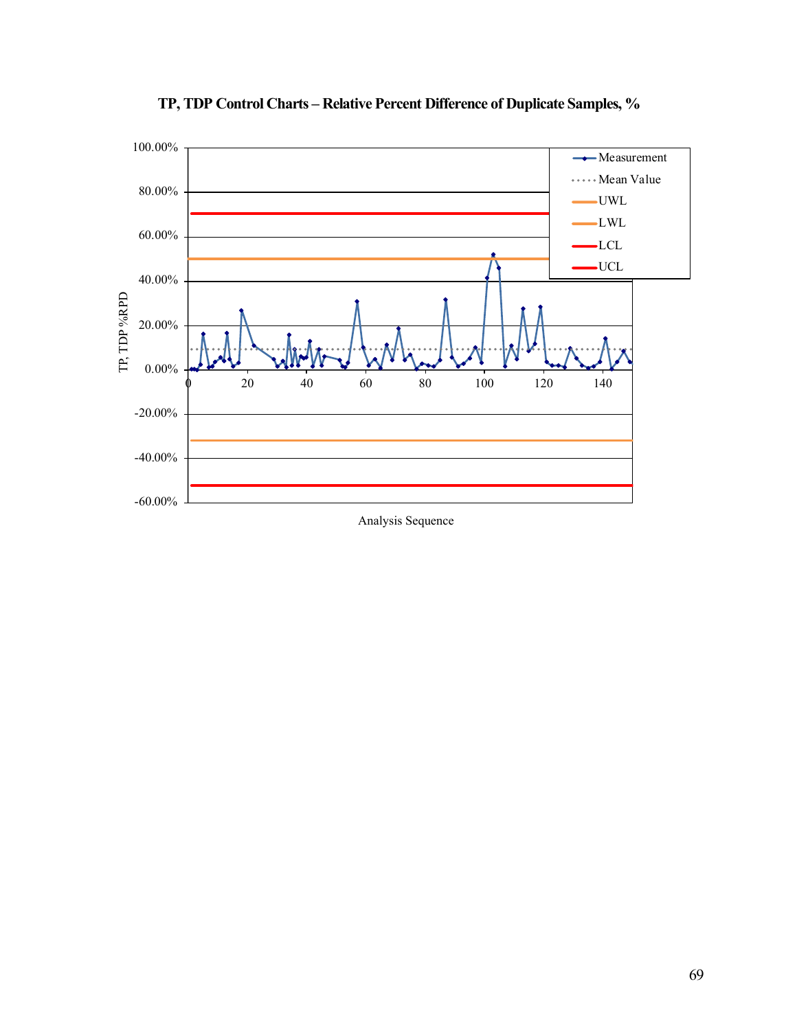**TP, TDP Control Charts – Relative Percent Difference of Duplicate Samples, %**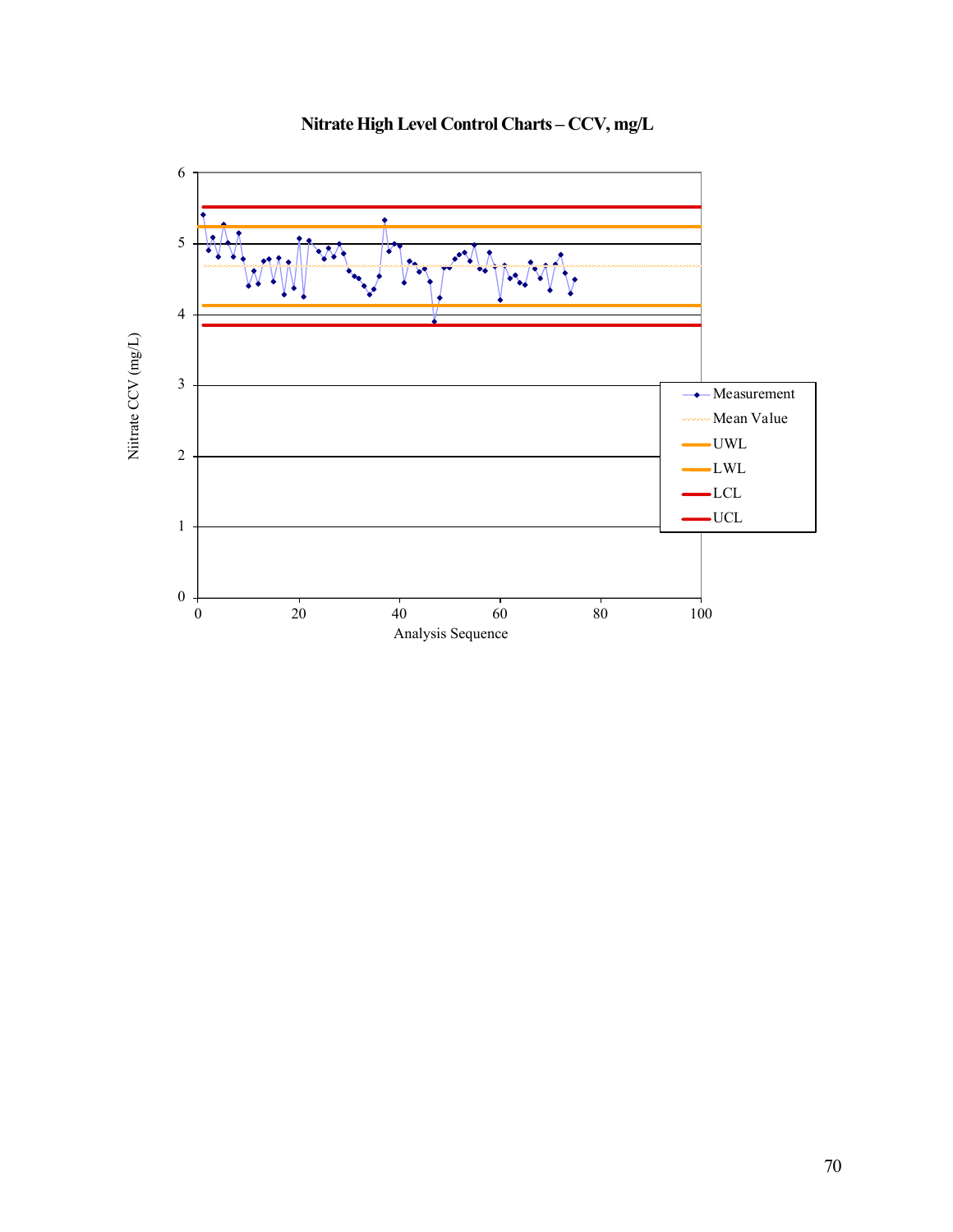**Nitrate High Level Control Charts – CCV, mg/L**

Nitrate CCV (mg/L)

Analysis Sequence

- Measurement
- Mean Value
- UWL
- LWL
- LCL
- UCL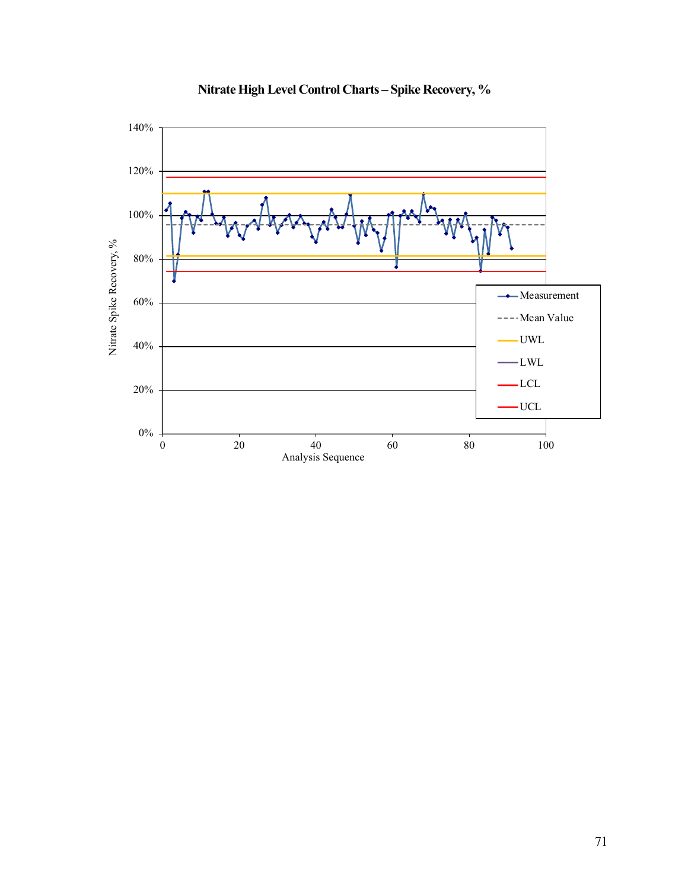**Nitrate High Level Control Charts – Spike Recovery, %**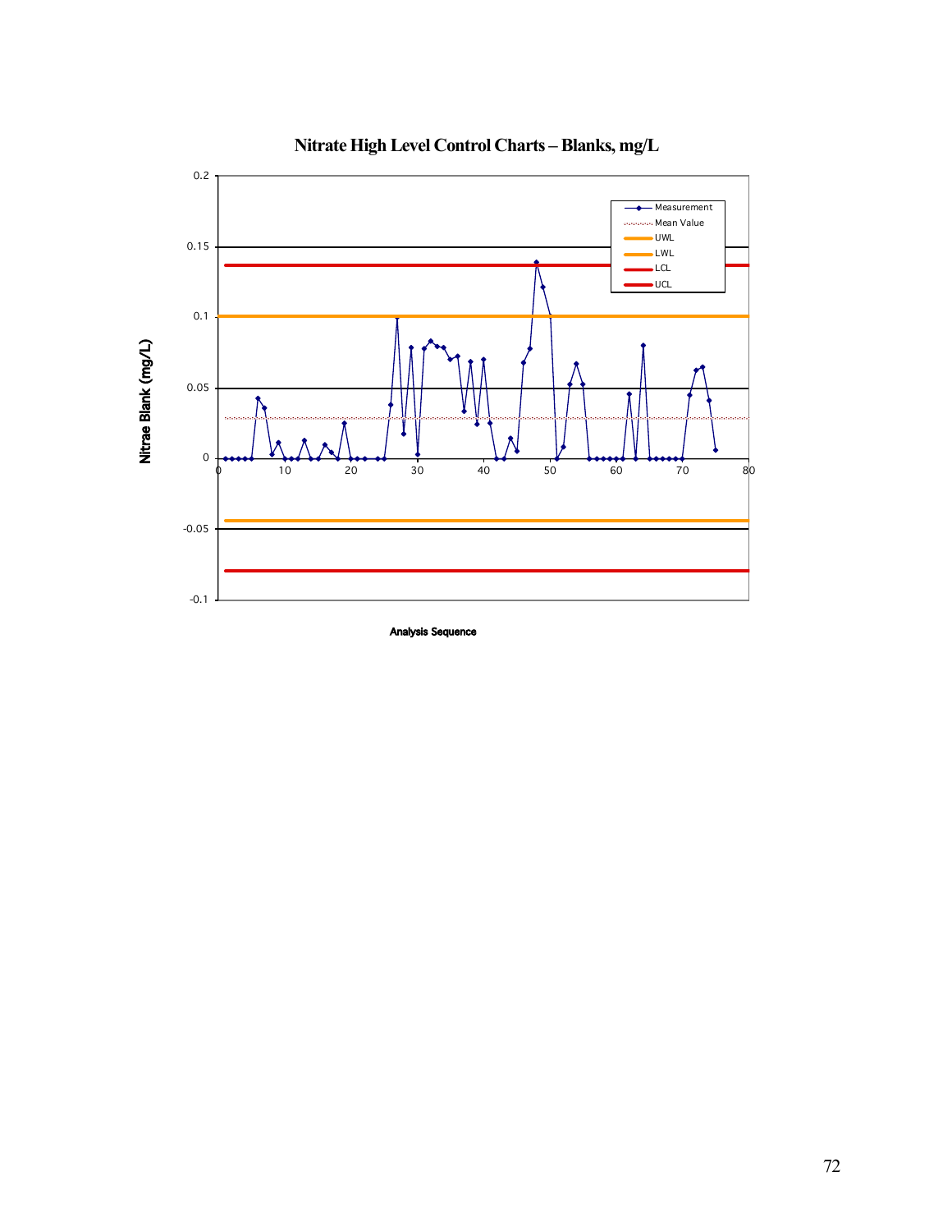**Nitrate High Level Control Charts – Blanks, mg/L**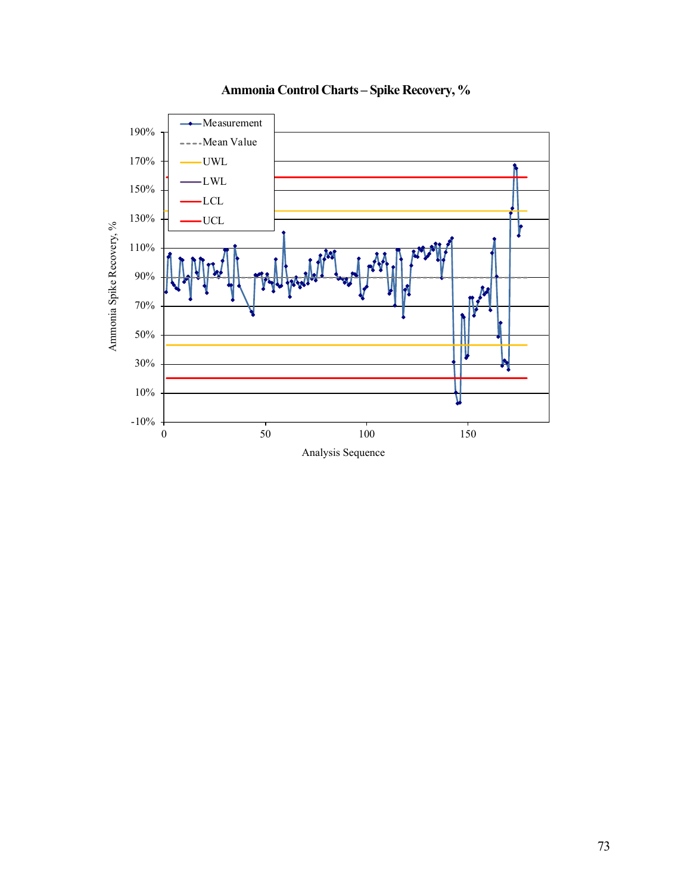**Ammonia Control Charts – Spike Recovery, %**

Legend: Measurement, Mean Value, UWL, LWL, LCL, UCL

Y-axis: Ammonia Spike Recovery, % (-10% to 190%)

X-axis: Analysis Sequence (0 to 150)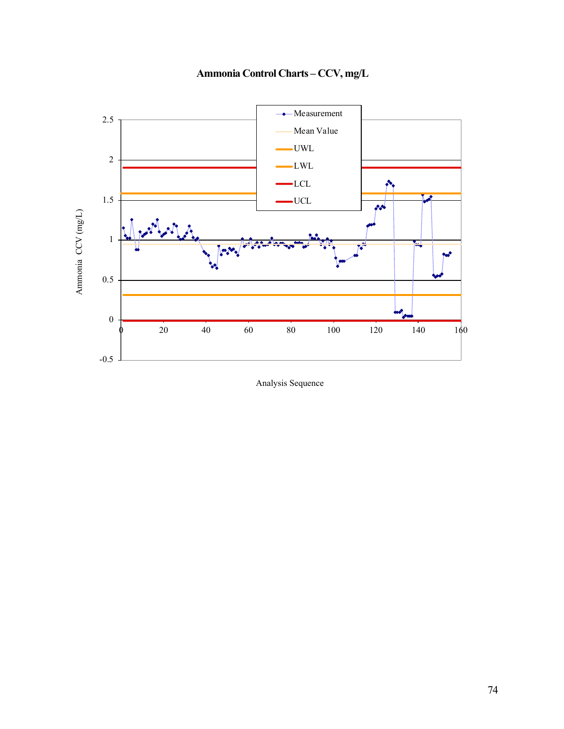**Ammonia Control Charts – CCV, mg/L**

Measurement

Mean Value

UWL

LWL

LCL

UCL

Ammonia CCV (mg/L)

2.5

2

1.5

1

0.5

0

-0.5

0 20 40 60 80 100 120 140 160

Analysis Sequence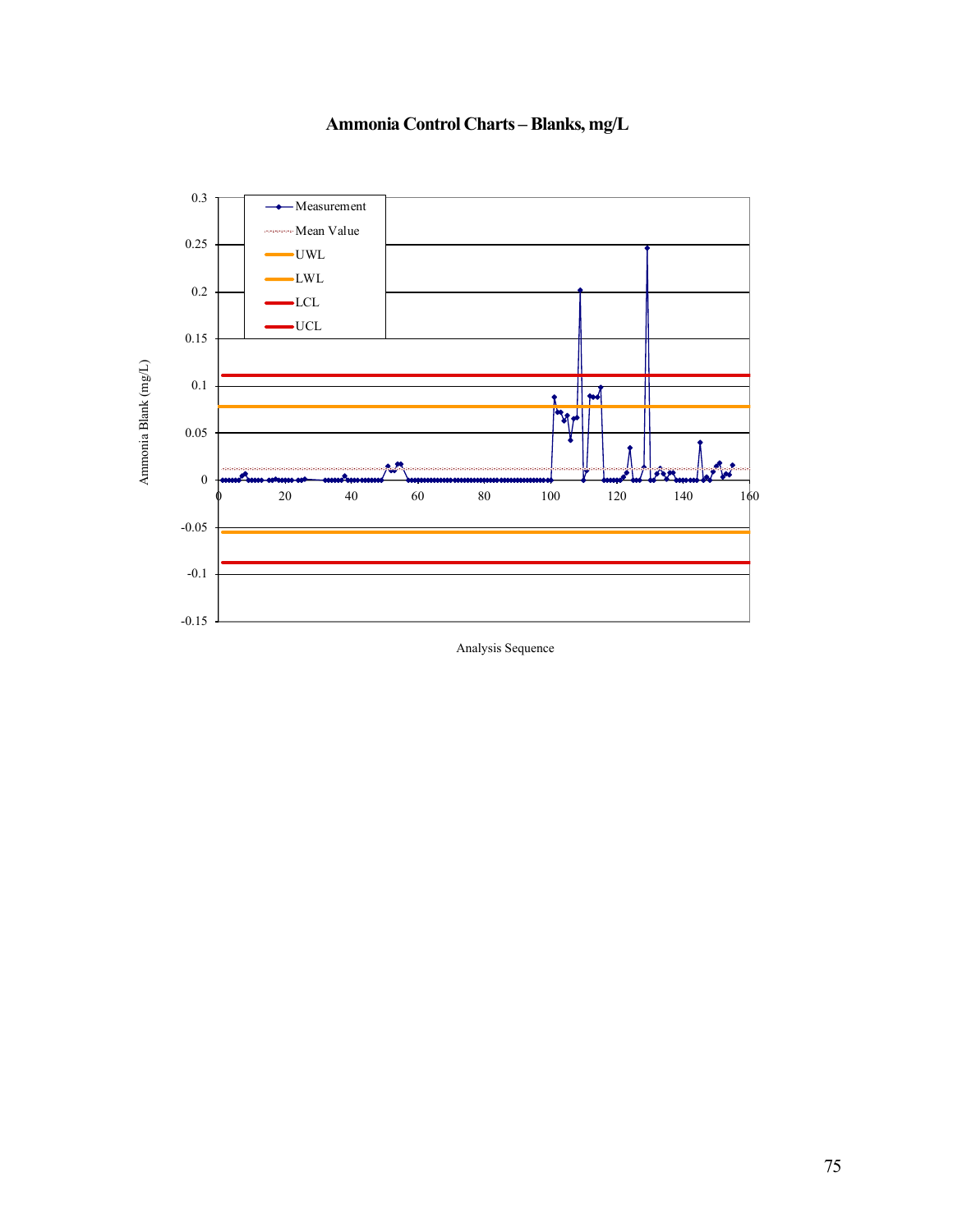## Ammonia Control Charts – Blanks, mg/L

Legend: Measurement, Mean Value, UWL, LWL, LCL, UCL

Ammonia Blank (mg/L)

Analysis Sequence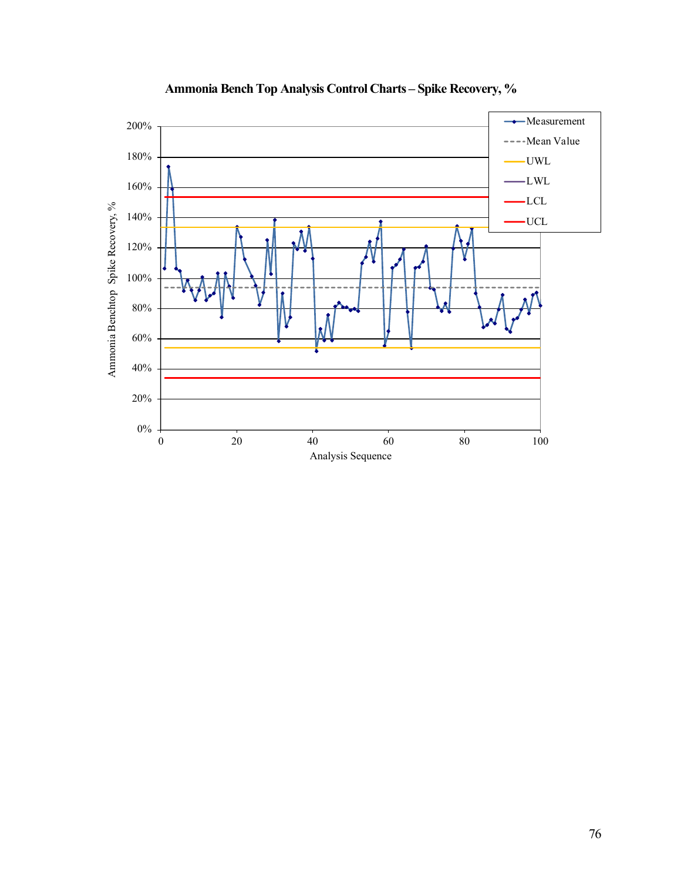**Ammonia Bench Top Analysis Control Charts – Spike Recovery, %**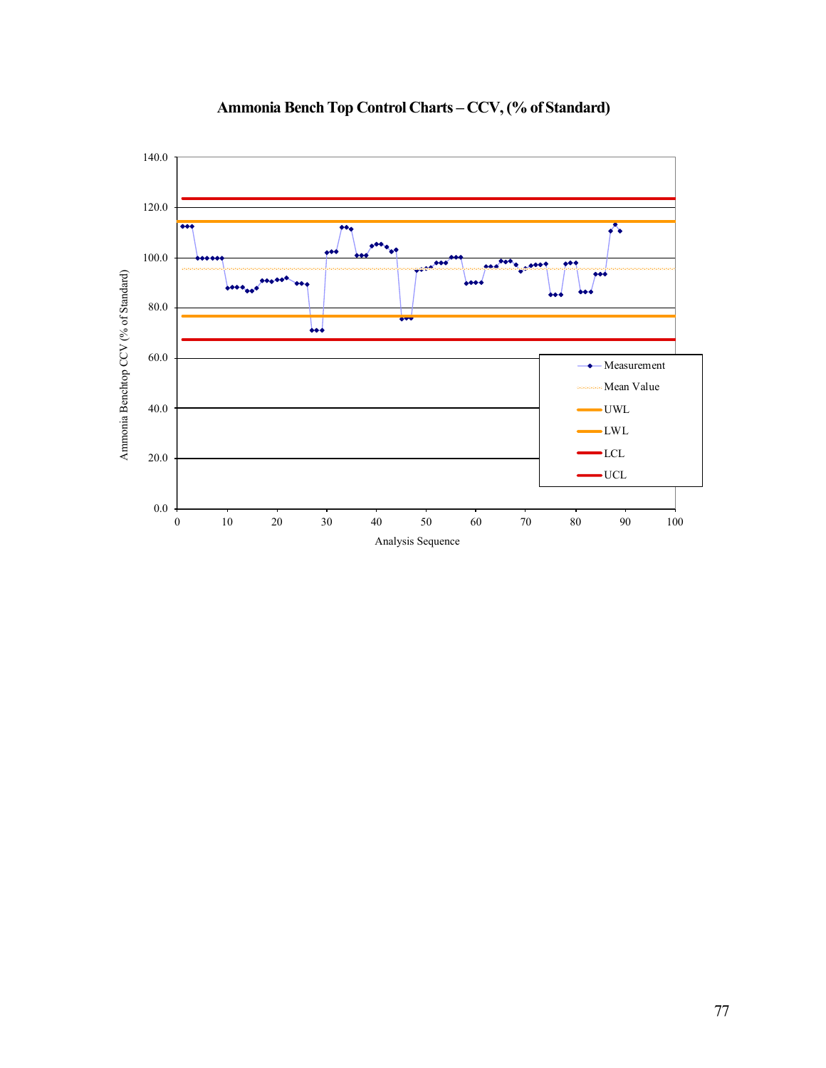## Ammonia Bench Top Control Charts – CCV, (% of Standard)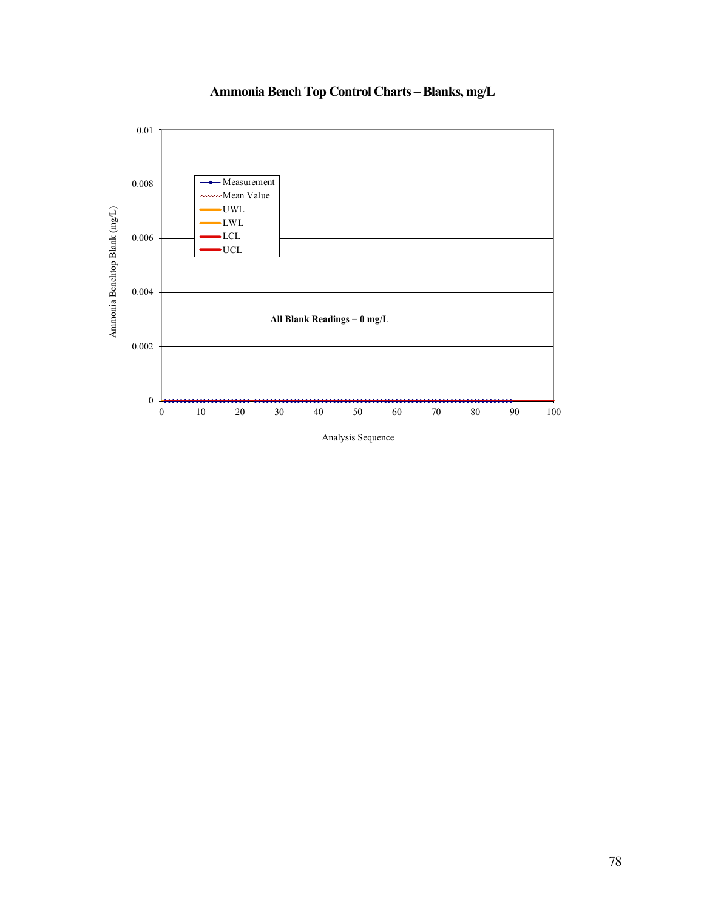**Ammonia Bench Top Control Charts – Blanks, mg/L**

0.01
0.008
0.006
0.004
0.002
0

Ammonia Benchtop Blank (mg/L)

Measurement
Mean Value
UWL
LWL
LCL
UCL

All Blank Readings = 0 mg/L

0 10 20 30 40 50 60 70 80 90 100

Analysis Sequence